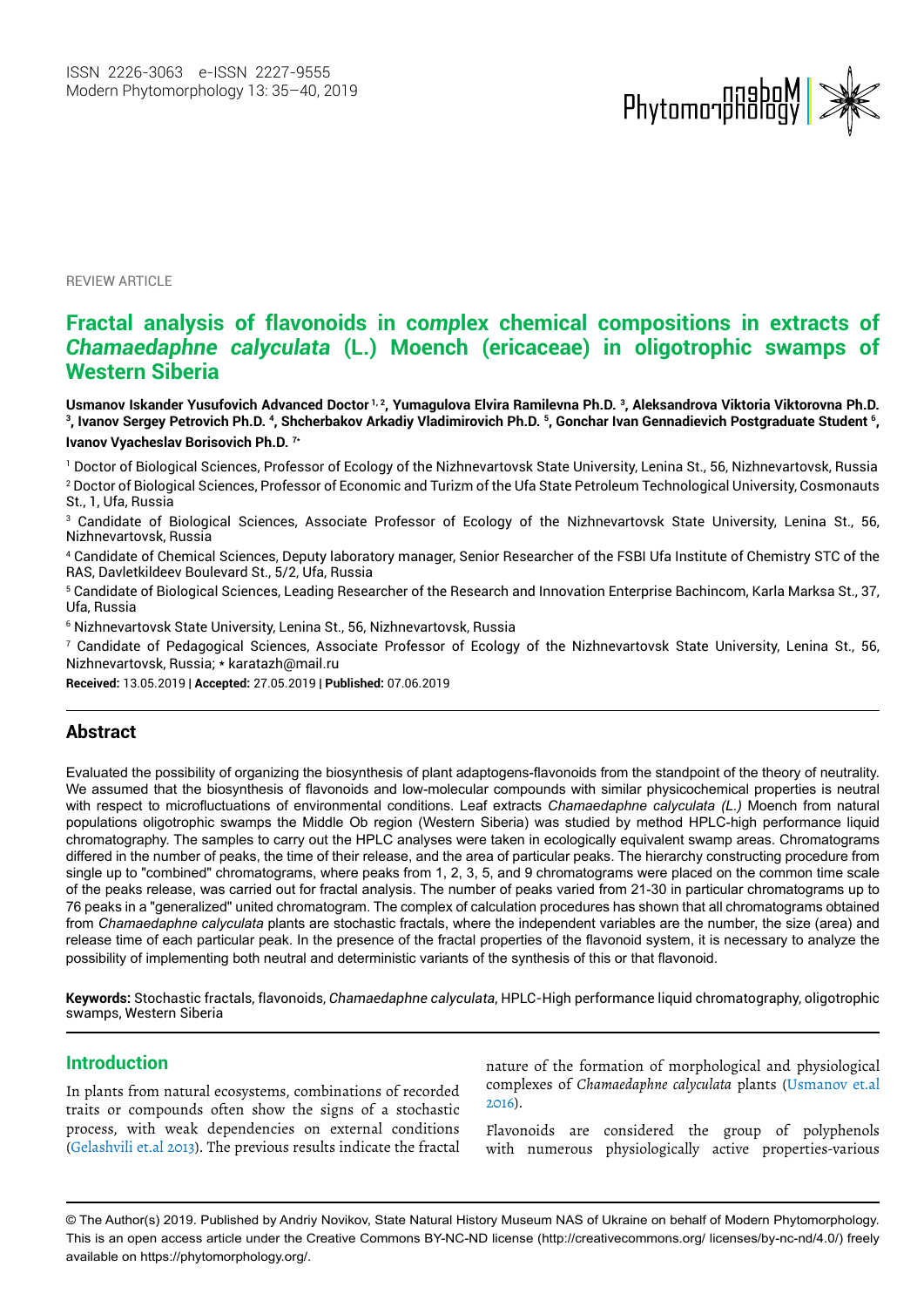ISSN 2226-3063 e-ISSN 2227-9555
Modern Phytomorphology 13: 35–40, 2019

REVIEW ARTICLE

# Fractal analysis of flavonoids in complex chemical compositions in extracts of *Chamaedaphne calyculata* (L.) Moench (ericaceae) in oligotrophic swamps of Western Siberia

**Usmanov Iskander Yusufovich Advanced Doctor [1, 2], Yumagulova Elvira Ramilevna Ph.D. [3], Aleksandrova Viktoria Viktorovna Ph.D. [3], Ivanov Sergey Petrovich Ph.D. [4], Shcherbakov Arkadiy Vladimirovich Ph.D. [5], Gonchar Ivan Gennadievich Postgraduate Student [6], Ivanov Vyacheslav Borisovich Ph.D. [7*]**

[1] Doctor of Biological Sciences, Professor of Ecology of the Nizhnevartovsk State University, Lenina St., 56, Nizhnevartovsk, Russia

[2] Doctor of Biological Sciences, Professor of Economic and Turizm of the Ufa State Petroleum Technological University, Cosmonauts St., 1, Ufa, Russia

[3] Candidate of Biological Sciences, Associate Professor of Ecology of the Nizhnevartovsk State University, Lenina St., 56, Nizhnevartovsk, Russia

[4] Candidate of Chemical Sciences, Deputy laboratory manager, Senior Researcher of the FSBI Ufa Institute of Chemistry STC of the RAS, Davletkildeev Boulevard St., 5/2, Ufa, Russia

[5] Candidate of Biological Sciences, Leading Researcher of the Research and Innovation Enterprise Bachincom, Karla Marksa St., 37, Ufa, Russia

[6] Nizhnevartovsk State University, Lenina St., 56, Nizhnevartovsk, Russia

[7] Candidate of Pedagogical Sciences, Associate Professor of Ecology of the Nizhnevartovsk State University, Lenina St., 56, Nizhnevartovsk, Russia; * karatazh@mail.ru

**Received:** 13.05.2019 | **Accepted:** 27.05.2019 | **Published:** 07.06.2019

## Abstract

Evaluated the possibility of organizing the biosynthesis of plant adaptogens-flavonoids from the standpoint of the theory of neutrality. We assumed that the biosynthesis of flavonoids and low-molecular compounds with similar physicochemical properties is neutral with respect to microfluctuations of environmental conditions. Leaf extracts *Chamaedaphne calyculata (L.)* Moench from natural populations oligotrophic swamps the Middle Ob region (Western Siberia) was studied by method HPLC-high performance liquid chromatography. The samples to carry out the HPLC analyses were taken in ecologically equivalent swamp areas. Chromatograms differed in the number of peaks, the time of their release, and the area of particular peaks. The hierarchy constructing procedure from single up to "combined" chromatograms, where peaks from 1, 2, 3, 5, and 9 chromatograms were placed on the common time scale of the peaks release, was carried out for fractal analysis. The number of peaks varied from 21-30 in particular chromatograms up to 76 peaks in a "generalized" united chromatogram. The complex of calculation procedures has shown that all chromatograms obtained from *Chamaedaphne calyculata* plants are stochastic fractals, where the independent variables are the number, the size (area) and release time of each particular peak. In the presence of the fractal properties of the flavonoid system, it is necessary to analyze the possibility of implementing both neutral and deterministic variants of the synthesis of this or that flavonoid.

**Keywords:** Stochastic fractals, flavonoids, *Chamaedaphne calyculata*, HPLC-High performance liquid chromatography, oligotrophic swamps, Western Siberia

## Introduction

In plants from natural ecosystems, combinations of recorded traits or compounds often show the signs of a stochastic process, with weak dependencies on external conditions (Gelashvili et.al 2013). The previous results indicate the fractal nature of the formation of morphological and physiological complexes of *Chamaedaphne calyculata* plants (Usmanov et.al 2016).

Flavonoids are considered the group of polyphenols with numerous physiologically active properties-various

© The Author(s) 2019. Published by Andriy Novikov, State Natural History Museum NAS of Ukraine on behalf of Modern Phytomorphology. This is an open access article under the Creative Commons BY-NC-ND license (http://creativecommons.org/ licenses/by-nc-nd/4.0/) freely available on https://phytomorphology.org/.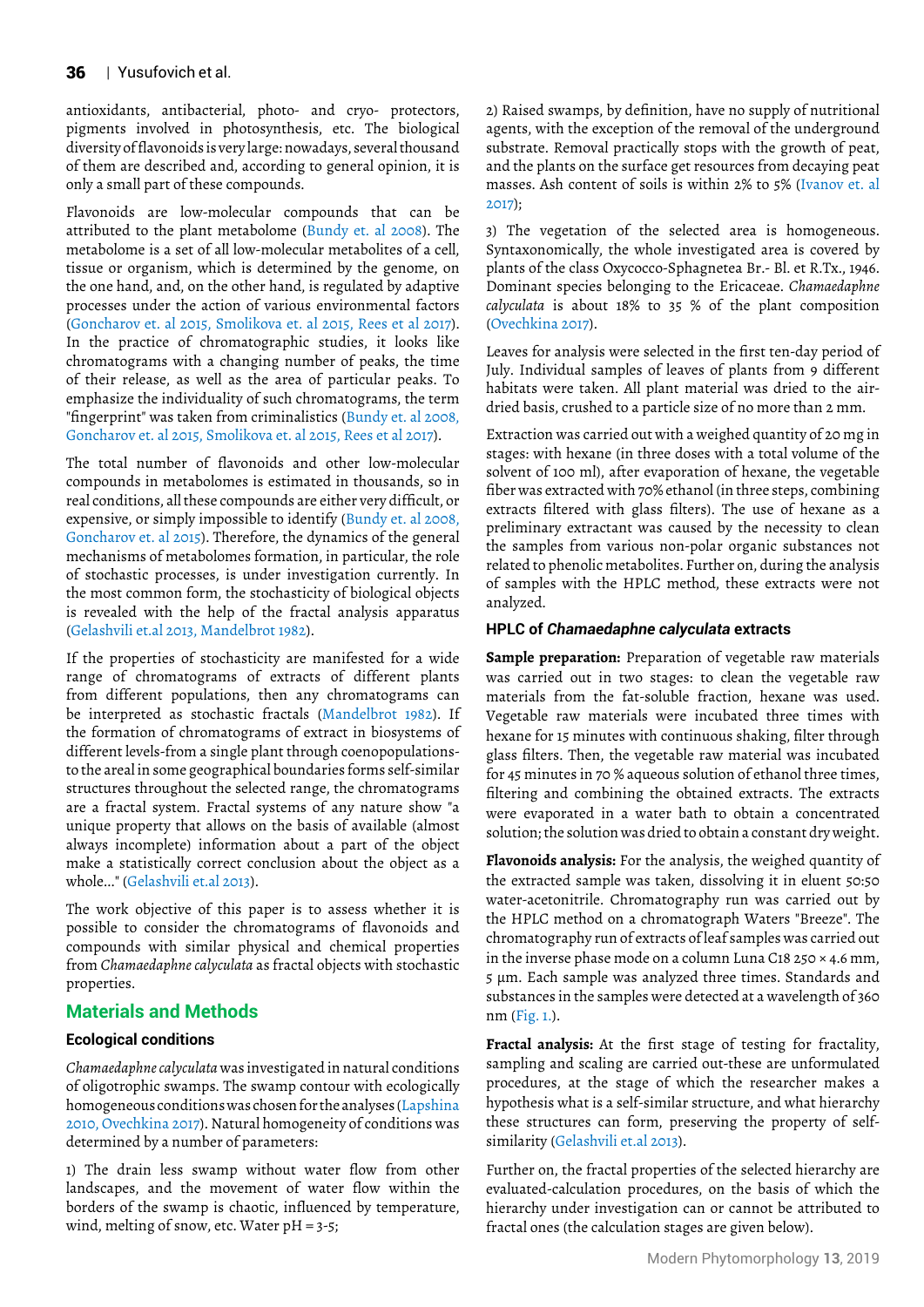antioxidants, antibacterial, photo- and cryo- protectors, pigments involved in photosynthesis, etc. The biological diversity of flavonoids is very large: nowadays, several thousand of them are described and, according to general opinion, it is only a small part of these compounds.

Flavonoids are low-molecular compounds that can be attributed to the plant metabolome (Bundy et. al 2008). The metabolome is a set of all low-molecular metabolites of a cell, tissue or organism, which is determined by the genome, on the one hand, and, on the other hand, is regulated by adaptive processes under the action of various environmental factors (Goncharov et. al 2015, Smolikova et. al 2015, Rees et al 2017). In the practice of chromatographic studies, it looks like chromatograms with a changing number of peaks, the time of their release, as well as the area of particular peaks. To emphasize the individuality of such chromatograms, the term "fingerprint" was taken from criminalistics (Bundy et. al 2008, Goncharov et. al 2015, Smolikova et. al 2015, Rees et al 2017).

The total number of flavonoids and other low-molecular compounds in metabolomes is estimated in thousands, so in real conditions, all these compounds are either very difficult, or expensive, or simply impossible to identify (Bundy et. al 2008, Goncharov et. al 2015). Therefore, the dynamics of the general mechanisms of metabolomes formation, in particular, the role of stochastic processes, is under investigation currently. In the most common form, the stochasticity of biological objects is revealed with the help of the fractal analysis apparatus (Gelashvili et.al 2013, Mandelbrot 1982).

If the properties of stochasticity are manifested for a wide range of chromatograms of extracts of different plants from different populations, then any chromatograms can be interpreted as stochastic fractals (Mandelbrot 1982). If the formation of chromatograms of extract in biosystems of different levels-from a single plant through coenopopulations-to the areal in some geographical boundaries forms self-similar structures throughout the selected range, the chromatograms are a fractal system. Fractal systems of any nature show "a unique property that allows on the basis of available (almost always incomplete) information about a part of the object make a statistically correct conclusion about the object as a whole..." (Gelashvili et.al 2013).

The work objective of this paper is to assess whether it is possible to consider the chromatograms of flavonoids and compounds with similar physical and chemical properties from *Chamaedaphne calyculata* as fractal objects with stochastic properties.

## Materials and Methods

### Ecological conditions

*Chamaedaphne calyculata* was investigated in natural conditions of oligotrophic swamps. The swamp contour with ecologically homogeneous conditions was chosen for the analyses (Lapshina 2010, Ovechkina 2017). Natural homogeneity of conditions was determined by a number of parameters:

1) The drain less swamp without water flow from other landscapes, and the movement of water flow within the borders of the swamp is chaotic, influenced by temperature, wind, melting of snow, etc. Water pH = 3-5;

2) Raised swamps, by definition, have no supply of nutritional agents, with the exception of the removal of the underground substrate. Removal practically stops with the growth of peat, and the plants on the surface get resources from decaying peat masses. Ash content of soils is within 2% to 5% (Ivanov et. al 2017);

3) The vegetation of the selected area is homogeneous. Syntaxonomically, the whole investigated area is covered by plants of the class Oxycocco-Sphagnetea Br.- Bl. et R.Tx., 1946. Dominant species belonging to the Ericaceae. *Chamaedaphne calyculata* is about 18% to 35 % of the plant composition (Ovechkina 2017).

Leaves for analysis were selected in the first ten-day period of July. Individual samples of leaves of plants from 9 different habitats were taken. All plant material was dried to the air-dried basis, crushed to a particle size of no more than 2 mm.

Extraction was carried out with a weighed quantity of 20 mg in stages: with hexane (in three doses with a total volume of the solvent of 100 ml), after evaporation of hexane, the vegetable fiber was extracted with 70% ethanol (in three steps, combining extracts filtered with glass filters). The use of hexane as a preliminary extractant was caused by the necessity to clean the samples from various non-polar organic substances not related to phenolic metabolites. Further on, during the analysis of samples with the HPLC method, these extracts were not analyzed.

### HPLC of *Chamaedaphne calyculata* extracts

**Sample preparation:** Preparation of vegetable raw materials was carried out in two stages: to clean the vegetable raw materials from the fat-soluble fraction, hexane was used. Vegetable raw materials were incubated three times with hexane for 15 minutes with continuous shaking, filter through glass filters. Then, the vegetable raw material was incubated for 45 minutes in 70 % aqueous solution of ethanol three times, filtering and combining the obtained extracts. The extracts were evaporated in a water bath to obtain a concentrated solution; the solution was dried to obtain a constant dry weight.

**Flavonoids analysis:** For the analysis, the weighed quantity of the extracted sample was taken, dissolving it in eluent 50:50 water-acetonitrile. Chromatography run was carried out by the HPLC method on a chromatograph Waters "Breeze". The chromatography run of extracts of leaf samples was carried out in the inverse phase mode on a column Luna C18 250 × 4.6 mm, 5 μm. Each sample was analyzed three times. Standards and substances in the samples were detected at a wavelength of 360 nm (Fig. 1.).

**Fractal analysis:** At the first stage of testing for fractality, sampling and scaling are carried out-these are unformulated procedures, at the stage of which the researcher makes a hypothesis what is a self-similar structure, and what hierarchy these structures can form, preserving the property of self-similarity (Gelashvili et.al 2013).

Further on, the fractal properties of the selected hierarchy are evaluated-calculation procedures, on the basis of which the hierarchy under investigation can or cannot be attributed to fractal ones (the calculation stages are given below).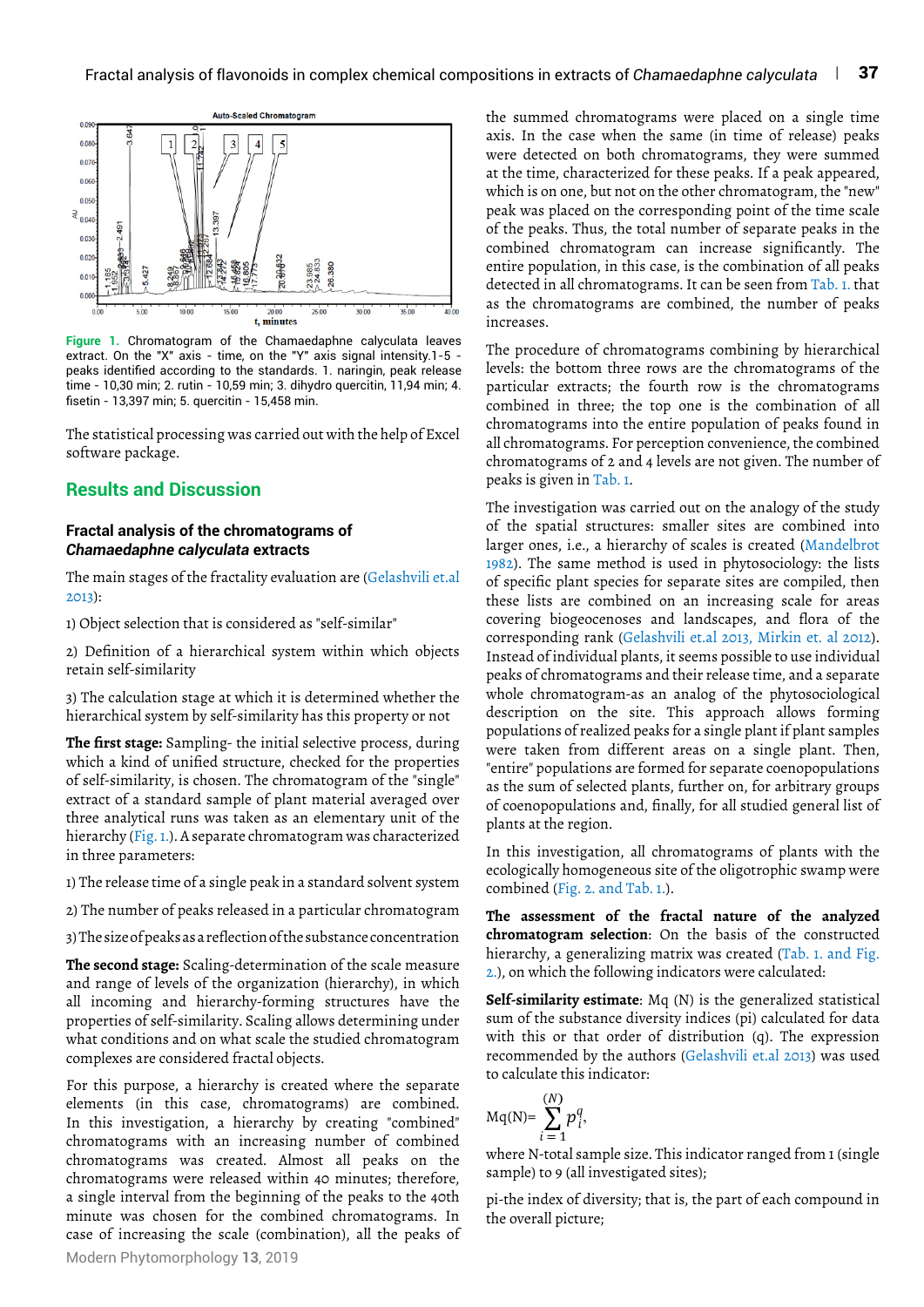Figure 1. Chromatogram of the Chamaedaphne calyculata leaves extract. On the "X" axis - time, on the "Y" axis signal intensity.1-5 - peaks identified according to the standards. 1. naringin, peak release time - 10,30 min; 2. rutin - 10,59 min; 3. dihydro quercitin, 11,94 min; 4. fisetin - 13,397 min; 5. quercitin - 15,458 min.

The statistical processing was carried out with the help of Excel software package.

## Results and Discussion

### Fractal analysis of the chromatograms of *Chamaedaphne calyculata* extracts

The main stages of the fractality evaluation are (Gelashvili et.al 2013):

1) Object selection that is considered as "self-similar"

2) Definition of a hierarchical system within which objects retain self-similarity

3) The calculation stage at which it is determined whether the hierarchical system by self-similarity has this property or not

**The first stage:** Sampling- the initial selective process, during which a kind of unified structure, checked for the properties of self-similarity, is chosen. The chromatogram of the "single" extract of a standard sample of plant material averaged over three analytical runs was taken as an elementary unit of the hierarchy (Fig. 1.). A separate chromatogram was characterized in three parameters:

1) The release time of a single peak in a standard solvent system

2) The number of peaks released in a particular chromatogram

3) The size of peaks as a reflection of the substance concentration

**The second stage:** Scaling-determination of the scale measure and range of levels of the organization (hierarchy), in which all incoming and hierarchy-forming structures have the properties of self-similarity. Scaling allows determining under what conditions and on what scale the studied chromatogram complexes are considered fractal objects.

For this purpose, a hierarchy is created where the separate elements (in this case, chromatograms) are combined. In this investigation, a hierarchy by creating "combined" chromatograms with an increasing number of combined chromatograms was created. Almost all peaks on the chromatograms were released within 40 minutes; therefore, a single interval from the beginning of the peaks to the 40th minute was chosen for the combined chromatograms. In case of increasing the scale (combination), all the peaks of the summed chromatograms were placed on a single time axis. In the case when the same (in time of release) peaks were detected on both chromatograms, they were summed at the time, characterized for these peaks. If a peak appeared, which is on one, but not on the other chromatogram, the "new" peak was placed on the corresponding point of the time scale of the peaks. Thus, the total number of separate peaks in the combined chromatogram can increase significantly. The entire population, in this case, is the combination of all peaks detected in all chromatograms. It can be seen from Tab. 1. that as the chromatograms are combined, the number of peaks increases.

The procedure of chromatograms combining by hierarchical levels: the bottom three rows are the chromatograms of the particular extracts; the fourth row is the chromatograms combined in three; the top one is the combination of all chromatograms into the entire population of peaks found in all chromatograms. For perception convenience, the combined chromatograms of 2 and 4 levels are not given. The number of peaks is given in Tab. 1.

The investigation was carried out on the analogy of the study of the spatial structures: smaller sites are combined into larger ones, i.e., a hierarchy of scales is created (Mandelbrot 1982). The same method is used in phytosociology: the lists of specific plant species for separate sites are compiled, then these lists are combined on an increasing scale for areas covering biogeocenoses and landscapes, and flora of the corresponding rank (Gelashvili et.al 2013, Mirkin et. al 2012). Instead of individual plants, it seems possible to use individual peaks of chromatograms and their release time, and a separate whole chromatogram-as an analog of the phytosociological description on the site. This approach allows forming populations of realized peaks for a single plant if plant samples were taken from different areas on a single plant. Then, "entire" populations are formed for separate coenopopulations as the sum of selected plants, further on, for arbitrary groups of coenopopulations and, finally, for all studied general list of plants at the region.

In this investigation, all chromatograms of plants with the ecologically homogeneous site of the oligotrophic swamp were combined (Fig. 2. and Tab. 1.).

**The assessment of the fractal nature of the analyzed chromatogram selection**: On the basis of the constructed hierarchy, a generalizing matrix was created (Tab. 1. and Fig. 2.), on which the following indicators were calculated:

**Self-similarity estimate**: Mq (N) is the generalized statistical sum of the substance diversity indices (pi) calculated for data with this or that order of distribution (q). The expression recommended by the authors (Gelashvili et.al 2013) was used to calculate this indicator:

$$Mq(N)=\sum_{i=1}^{(N)} p_i^q,$$

where N-total sample size. This indicator ranged from 1 (single sample) to 9 (all investigated sites);

pi-the index of diversity; that is, the part of each compound in the overall picture;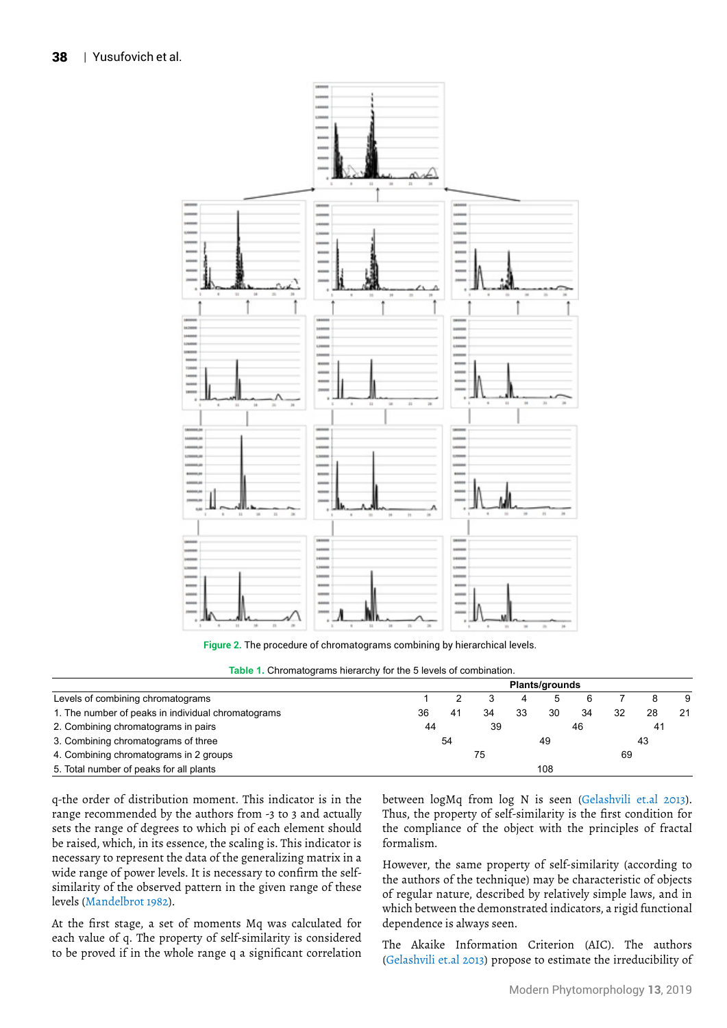Figure 2. The procedure of chromatograms combining by hierarchical levels.

Table 1. Chromatograms hierarchy for the 5 levels of combination.

| Levels of combining chromatograms | Plants/grounds | | | | | | | | |
|---|---|---|---|---|---|---|---|---|---|
| | 1 | 2 | 3 | 4 | 5 | 6 | 7 | 8 | 9 |
| 1. The number of peaks in individual chromatograms | 36 | 41 | 34 | 33 | 30 | 34 | 32 | 28 | 21 |
| 2. Combining chromatograms in pairs | 44 | | 39 | | 46 | | 41 | | |
| 3. Combining chromatograms of three | 54 | | | 49 | | | 43 | | |
| 4. Combining chromatograms in 2 groups | 75 | | | | | 69 | | | |
| 5. Total number of peaks for all plants | 108 | | | | | | | | |

q-the order of distribution moment. This indicator is in the range recommended by the authors from -3 to 3 and actually sets the range of degrees to which pi of each element should be raised, which, in its essence, the scaling is. This indicator is necessary to represent the data of the generalizing matrix in a wide range of power levels. It is necessary to confirm the self-similarity of the observed pattern in the given range of these levels (Mandelbrot 1982).

At the first stage, a set of moments Mq was calculated for each value of q. The property of self-similarity is considered to be proved if in the whole range q a significant correlation between logMq from log N is seen (Gelashvili et.al 2013). Thus, the property of self-similarity is the first condition for the compliance of the object with the principles of fractal formalism.

However, the same property of self-similarity (according to the authors of the technique) may be characteristic of objects of regular nature, described by relatively simple laws, and in which between the demonstrated indicators, a rigid functional dependence is always seen.

The Akaike Information Criterion (AIC). The authors (Gelashvili et.al 2013) propose to estimate the irreducibility of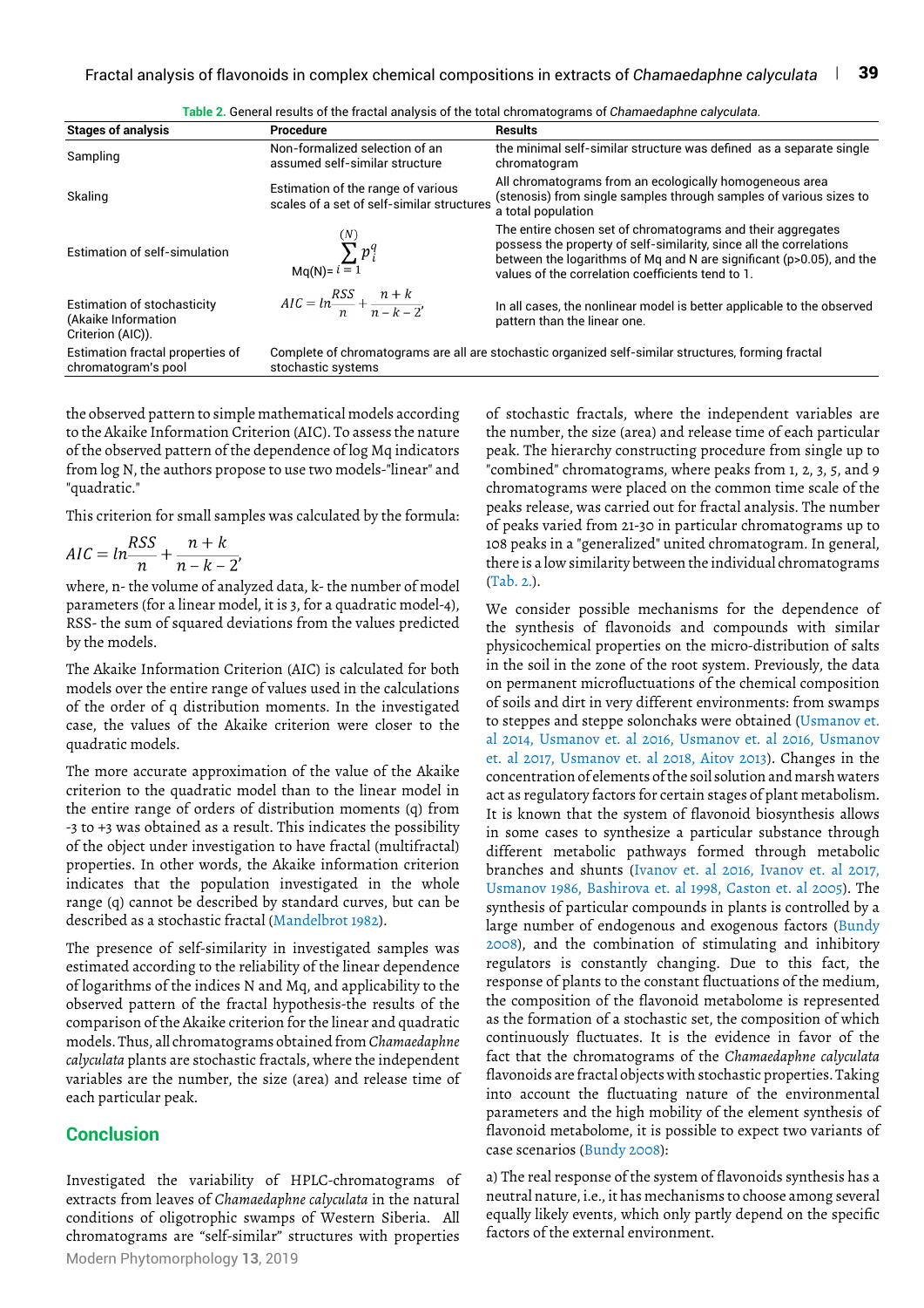Table 2. General results of the fractal analysis of the total chromatograms of *Chamaedaphne calyculata*.

| Stages of analysis | Procedure | Results |
|---|---|---|
| Sampling | Non-formalized selection of an assumed self-similar structure | the minimal self-similar structure was defined as a separate single chromatogram |
| Skaling | Estimation of the range of various scales of a set of self-similar structures | All chromatograms from an ecologically homogeneous area (stenosis) from single samples through samples of various sizes to a total population |
| Estimation of self-simulation | $Mq(N)=\sum_{i=1}^{(N)} p_i^q$ | The entire chosen set of chromatograms and their aggregates possess the property of self-similarity, since all the correlations between the logarithms of Mq and N are significant (p>0.05), and the values of the correlation coefficients tend to 1. |
| Estimation of stochasticity (Akaike Information Criterion (AIC)). | $AIC = ln\frac{RSS}{n} + \frac{n+k}{n-k-2},$ | In all cases, the nonlinear model is better applicable to the observed pattern than the linear one. |
| Estimation fractal properties of chromatogram's pool | Complete of chromatograms are all are stochastic organized self-similar structures, forming fractal stochastic systems | |

the observed pattern to simple mathematical models according to the Akaike Information Criterion (AIC). To assess the nature of the observed pattern of the dependence of log Mq indicators from log N, the authors propose to use two models-"linear" and "quadratic."

This criterion for small samples was calculated by the formula:

$$AIC = ln\frac{RSS}{n} + \frac{n+k}{n-k-2},$$

where, n- the volume of analyzed data, k- the number of model parameters (for a linear model, it is 3, for a quadratic model-4), RSS- the sum of squared deviations from the values predicted by the models.

The Akaike Information Criterion (AIC) is calculated for both models over the entire range of values used in the calculations of the order of q distribution moments. In the investigated case, the values of the Akaike criterion were closer to the quadratic models.

The more accurate approximation of the value of the Akaike criterion to the quadratic model than to the linear model in the entire range of orders of distribution moments (q) from -3 to +3 was obtained as a result. This indicates the possibility of the object under investigation to have fractal (multifractal) properties. In other words, the Akaike information criterion indicates that the population investigated in the whole range (q) cannot be described by standard curves, but can be described as a stochastic fractal (Mandelbrot 1982).

The presence of self-similarity in investigated samples was estimated according to the reliability of the linear dependence of logarithms of the indices N and Mq, and applicability to the observed pattern of the fractal hypothesis-the results of the comparison of the Akaike criterion for the linear and quadratic models. Thus, all chromatograms obtained from *Chamaedaphne calyculata* plants are stochastic fractals, where the independent variables are the number, the size (area) and release time of each particular peak.

## Conclusion

Investigated the variability of HPLC-chromatograms of extracts from leaves of *Chamaedaphne calyculata* in the natural conditions of oligotrophic swamps of Western Siberia. All chromatograms are "self-similar" structures with properties of stochastic fractals, where the independent variables are the number, the size (area) and release time of each particular peak. The hierarchy constructing procedure from single up to "combined" chromatograms, where peaks from 1, 2, 3, 5, and 9 chromatograms were placed on the common time scale of the peaks release, was carried out for fractal analysis. The number of peaks varied from 21-30 in particular chromatograms up to 108 peaks in a "generalized" united chromatogram. In general, there is a low similarity between the individual chromatograms (Tab. 2.).

We consider possible mechanisms for the dependence of the synthesis of flavonoids and compounds with similar physicochemical properties on the micro-distribution of salts in the soil in the zone of the root system. Previously, the data on permanent microfluctuations of the chemical composition of soils and dirt in very different environments: from swamps to steppes and steppe solonchaks were obtained (Usmanov et. al 2014, Usmanov et. al 2016, Usmanov et. al 2016, Usmanov et. al 2017, Usmanov et. al 2018, Aitov 2013). Changes in the concentration of elements of the soil solution and marsh waters act as regulatory factors for certain stages of plant metabolism. It is known that the system of flavonoid biosynthesis allows in some cases to synthesize a particular substance through different metabolic pathways formed through metabolic branches and shunts (Ivanov et. al 2016, Ivanov et. al 2017, Usmanov 1986, Bashirova et. al 1998, Caston et. al 2005). The synthesis of particular compounds in plants is controlled by a large number of endogenous and exogenous factors (Bundy 2008), and the combination of stimulating and inhibitory regulators is constantly changing. Due to this fact, the response of plants to the constant fluctuations of the medium, the composition of the flavonoid metabolome is represented as the formation of a stochastic set, the composition of which continuously fluctuates. It is the evidence in favor of the fact that the chromatograms of the *Chamaedaphne calyculata* flavonoids are fractal objects with stochastic properties. Taking into account the fluctuating nature of the environmental parameters and the high mobility of the element synthesis of flavonoid metabolome, it is possible to expect two variants of case scenarios (Bundy 2008):

a) The real response of the system of flavonoids synthesis has a neutral nature, i.e., it has mechanisms to choose among several equally likely events, which only partly depend on the specific factors of the external environment.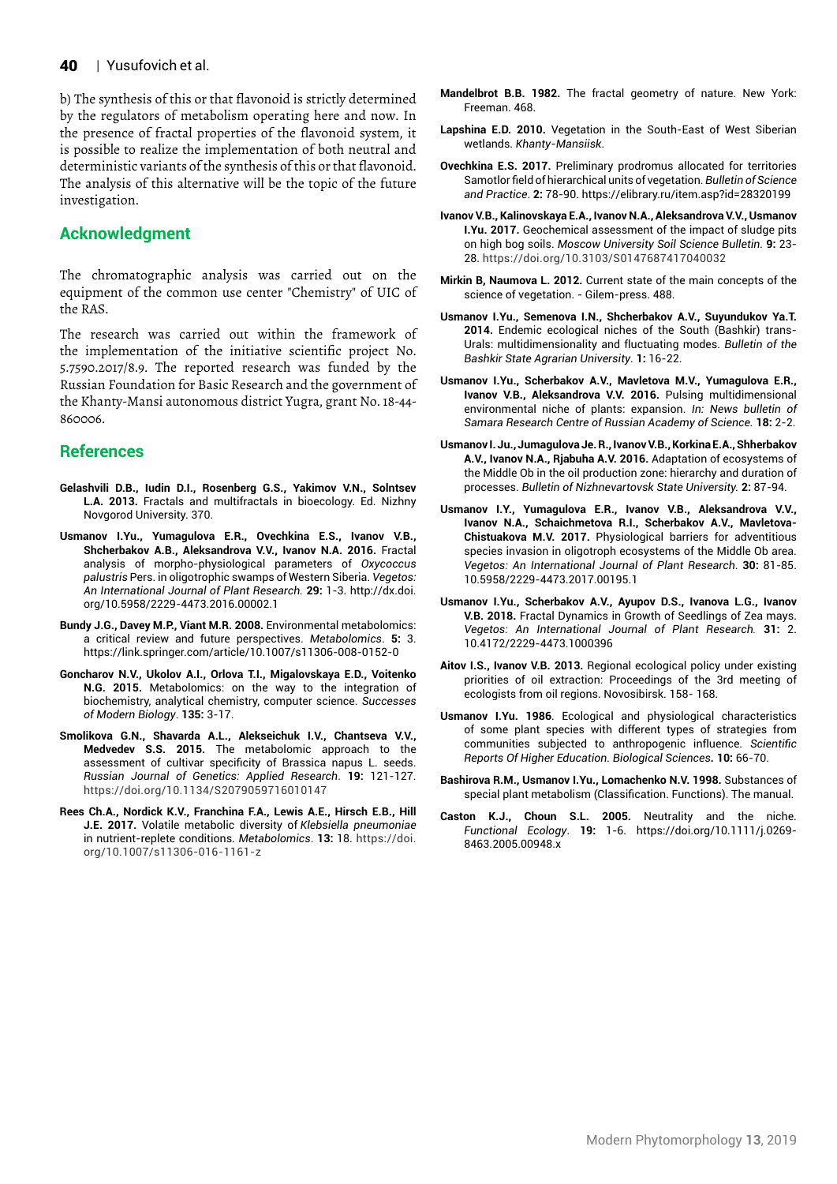b) The synthesis of this or that flavonoid is strictly determined by the regulators of metabolism operating here and now. In the presence of fractal properties of the flavonoid system, it is possible to realize the implementation of both neutral and deterministic variants of the synthesis of this or that flavonoid. The analysis of this alternative will be the topic of the future investigation.

## Acknowledgment

The chromatographic analysis was carried out on the equipment of the common use center "Chemistry" of UIC of the RAS.

The research was carried out within the framework of the implementation of the initiative scientific project No. 5.7590.2017/8.9. The reported research was funded by the Russian Foundation for Basic Research and the government of the Khanty-Mansi autonomous district Yugra, grant No. 18-44-860006.

## References

**Gelashvili D.B., Iudin D.I., Rosenberg G.S., Yakimov V.N., Solntsev L.A. 2013.** Fractals and multifractals in bioecology. Ed. Nizhny Novgorod University. 370.

**Usmanov I.Yu., Yumagulova E.R., Ovechkina E.S., Ivanov V.B., Shcherbakov A.B., Aleksandrova V.V., Ivanov N.A. 2016.** Fractal analysis of morpho-physiological parameters of *Oxycoccus palustris* Pers. in oligotrophic swamps of Western Siberia. *Vegetos: An International Journal of Plant Research.* **29:** 1-3. http://dx.doi.org/10.5958/2229-4473.2016.00002.1

**Bundy J.G., Davey M.P., Viant M.R. 2008.** Environmental metabolomics: a critical review and future perspectives. *Metabolomics*. **5:** 3. https://link.springer.com/article/10.1007/s11306-008-0152-0

**Goncharov N.V., Ukolov A.I., Orlova T.I., Migalovskaya E.D., Voitenko N.G. 2015.** Metabolomics: on the way to the integration of biochemistry, analytical chemistry, computer science. *Successes of Modern Biology*. **135:** 3-17.

**Smolikova G.N., Shavarda A.L., Alekseichuk I.V., Chantseva V.V., Medvedev S.S. 2015.** The metabolomic approach to the assessment of cultivar specificity of Brassica napus L. seeds. *Russian Journal of Genetics: Applied Research*. **19:** 121-127. https://doi.org/10.1134/S2079059716010147

**Rees Ch.A., Nordick K.V., Franchina F.A., Lewis A.E., Hirsch E.B., Hill J.E. 2017.** Volatile metabolic diversity of *Klebsiella pneumoniae* in nutrient-replete conditions. *Metabolomics*. **13:** 18. https://doi.org/10.1007/s11306-016-1161-z

**Mandelbrot B.B. 1982.** The fractal geometry of nature. New York: Freeman. 468.

**Lapshina E.D. 2010.** Vegetation in the South-East of West Siberian wetlands. *Khanty-Mansiisk*.

**Ovechkina E.S. 2017.** Preliminary prodromus allocated for territories Samotlor field of hierarchical units of vegetation. *Bulletin of Science and Practice*. **2:** 78-90. https://elibrary.ru/item.asp?id=28320199

**Ivanov V.B., Kalinovskaya E.A., Ivanov N.A., Aleksandrova V.V., Usmanov I.Yu. 2017.** Geochemical assessment of the impact of sludge pits on high bog soils. *Moscow University Soil Science Bulletin.* **9:** 23-28. https://doi.org/10.3103/S0147687417040032

**Mirkin B, Naumova L. 2012.** Current state of the main concepts of the science of vegetation. - Gilem-press. 488.

**Usmanov I.Yu., Semenova I.N., Shcherbakov A.V., Suyundukov Ya.T. 2014.** Endemic ecological niches of the South (Bashkir) trans-Urals: multidimensionality and fluctuating modes. *Bulletin of the Bashkir State Agrarian University*. **1:** 16-22.

**Usmanov I.Yu., Scherbakov A.V., Mavletova M.V., Yumagulova E.R., Ivanov V.B., Aleksandrova V.V. 2016.** Pulsing multidimensional environmental niche of plants: expansion. *In: News bulletin of Samara Research Centre of Russian Academy of Science.* **18:** 2-2.

**Usmanov I. Ju., Jumagulova Je. R., Ivanov V.B., Korkina E.A., Shherbakov A.V., Ivanov N.A., Rjabuha A.V. 2016.** Adaptation of ecosystems of the Middle Ob in the oil production zone: hierarchy and duration of processes. *Bulletin of Nizhnevartovsk State University.* **2:** 87-94.

**Usmanov I.Y., Yumagulova E.R., Ivanov V.B., Aleksandrova V.V., Ivanov N.A., Schaichmetova R.I., Scherbakov A.V., Mavletova-Chistuakova M.V. 2017.** Physiological barriers for adventitious species invasion in oligotroph ecosystems of the Middle Ob area. *Vegetos: An International Journal of Plant Research*. **30:** 81-85. 10.5958/2229-4473.2017.00195.1

**Usmanov I.Yu., Scherbakov A.V., Ayupov D.S., Ivanova L.G., Ivanov V.B. 2018.** Fractal Dynamics in Growth of Seedlings of Zea mays. *Vegetos: An International Journal of Plant Research.* **31:** 2. 10.4172/2229-4473.1000396

**Aitov I.S., Ivanov V.B. 2013.** Regional ecological policy under existing priorities of oil extraction: Proceedings of the 3rd meeting of ecologists from oil regions. Novosibirsk. 158- 168.

**Usmanov I.Yu. 1986**. Ecological and physiological characteristics of some plant species with different types of strategies from communities subjected to anthropogenic influence. *Scientific Reports Of Higher Education. Biological Sciences***. 10:** 66-70.

**Bashirova R.M., Usmanov I.Yu., Lomachenko N.V. 1998.** Substances of special plant metabolism (Classification. Functions). The manual.

**Caston K.J., Choun S.L. 2005.** Neutrality and the niche. *Functional Ecology*. **19:** 1-6. https://doi.org/10.1111/j.0269-8463.2005.00948.x